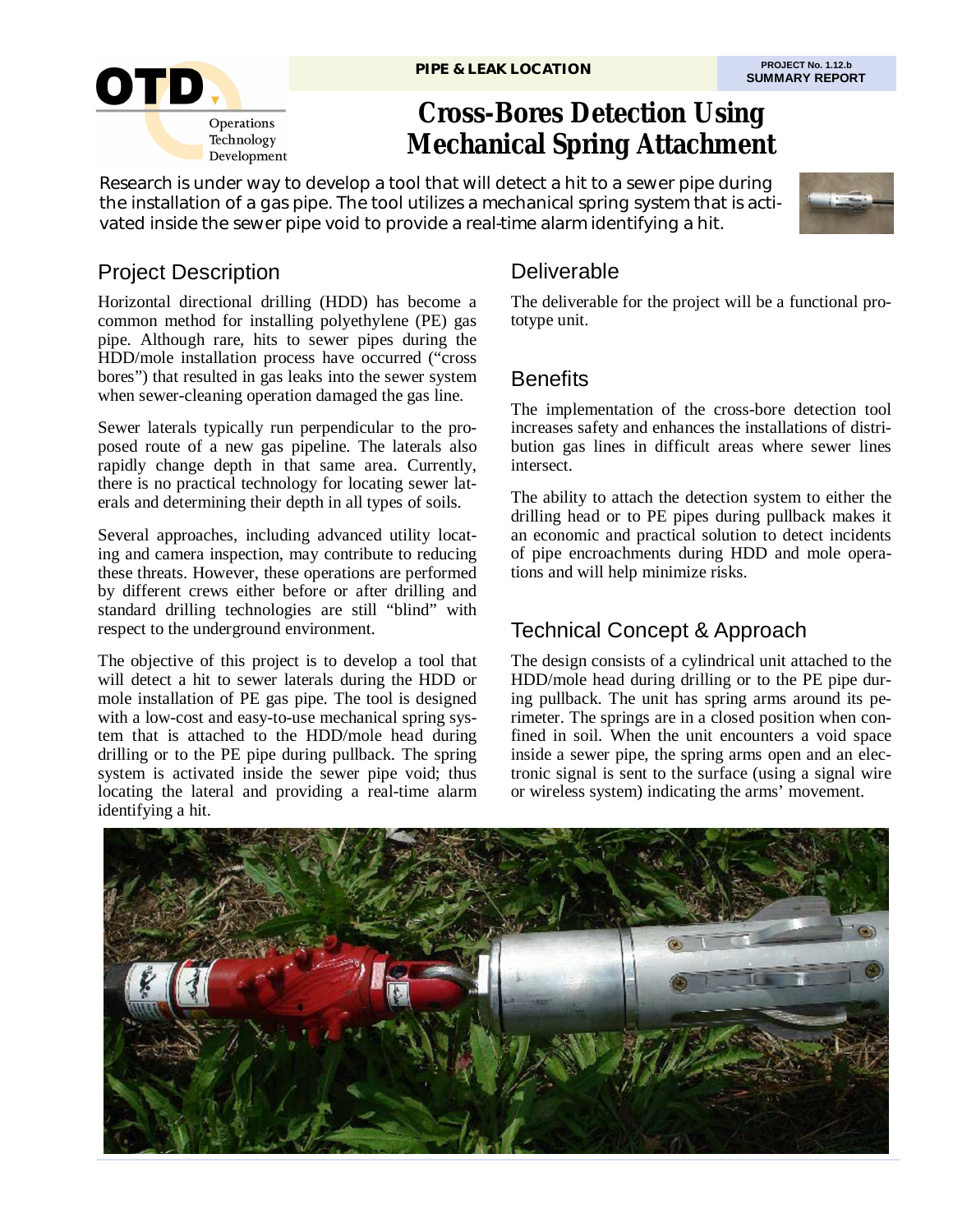PIPE & LEAK LOCATION

PROJECT No. 1.12.b
**SUMMARY REPORT**

# Cross-Bores Detection Using Mechanical Spring Attachment

Research is under way to develop a tool that will detect a hit to a sewer pipe during the installation of a gas pipe. The tool utilizes a mechanical spring system that is activated inside the sewer pipe void to provide a real-time alarm identifying a hit.

## Project Description

Horizontal directional drilling (HDD) has become a common method for installing polyethylene (PE) gas pipe. Although rare, hits to sewer pipes during the HDD/mole installation process have occurred ("cross bores") that resulted in gas leaks into the sewer system when sewer-cleaning operation damaged the gas line.

Sewer laterals typically run perpendicular to the proposed route of a new gas pipeline. The laterals also rapidly change depth in that same area. Currently, there is no practical technology for locating sewer laterals and determining their depth in all types of soils.

Several approaches, including advanced utility locating and camera inspection, may contribute to reducing these threats. However, these operations are performed by different crews either before or after drilling and standard drilling technologies are still "blind" with respect to the underground environment.

The objective of this project is to develop a tool that will detect a hit to sewer laterals during the HDD or mole installation of PE gas pipe. The tool is designed with a low-cost and easy-to-use mechanical spring system that is attached to the HDD/mole head during drilling or to the PE pipe during pullback. The spring system is activated inside the sewer pipe void; thus locating the lateral and providing a real-time alarm identifying a hit.

## Deliverable

The deliverable for the project will be a functional prototype unit.

## Benefits

The implementation of the cross-bore detection tool increases safety and enhances the installations of distribution gas lines in difficult areas where sewer lines intersect.

The ability to attach the detection system to either the drilling head or to PE pipes during pullback makes it an economic and practical solution to detect incidents of pipe encroachments during HDD and mole operations and will help minimize risks.

## Technical Concept & Approach

The design consists of a cylindrical unit attached to the HDD/mole head during drilling or to the PE pipe during pullback. The unit has spring arms around its perimeter. The springs are in a closed position when confined in soil. When the unit encounters a void space inside a sewer pipe, the spring arms open and an electronic signal is sent to the surface (using a signal wire or wireless system) indicating the arms' movement.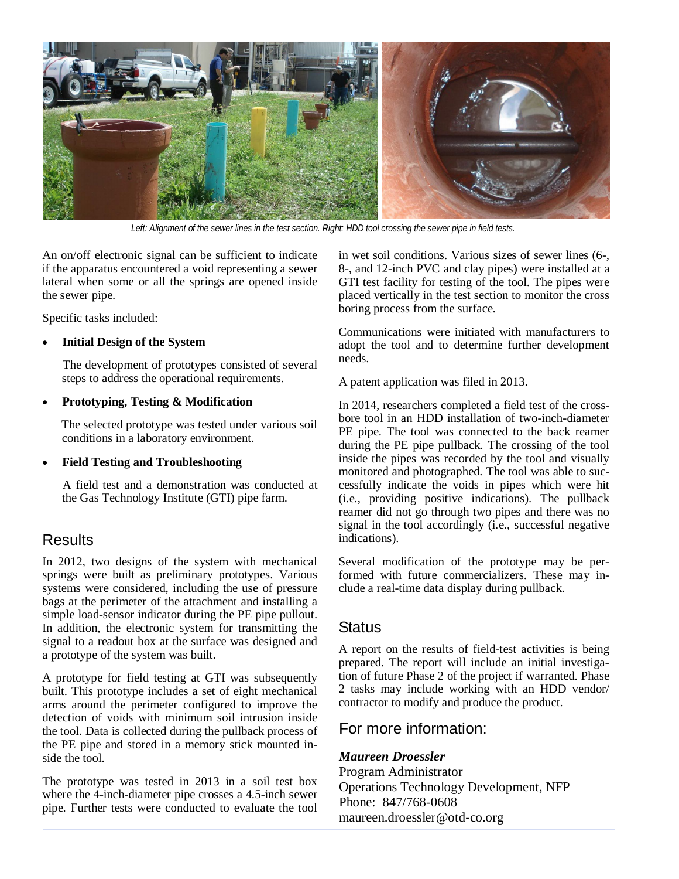*Left: Alignment of the sewer lines in the test section. Right: HDD tool crossing the sewer pipe in field tests.*

An on/off electronic signal can be sufficient to indicate if the apparatus encountered a void representing a sewer lateral when some or all the springs are opened inside the sewer pipe.

Specific tasks included:

- **Initial Design of the System**

  The development of prototypes consisted of several steps to address the operational requirements.

- **Prototyping, Testing & Modification**

  The selected prototype was tested under various soil conditions in a laboratory environment.

- **Field Testing and Troubleshooting**

  A field test and a demonstration was conducted at the Gas Technology Institute (GTI) pipe farm.

## Results

In 2012, two designs of the system with mechanical springs were built as preliminary prototypes. Various systems were considered, including the use of pressure bags at the perimeter of the attachment and installing a simple load-sensor indicator during the PE pipe pullout. In addition, the electronic system for transmitting the signal to a readout box at the surface was designed and a prototype of the system was built.

A prototype for field testing at GTI was subsequently built. This prototype includes a set of eight mechanical arms around the perimeter configured to improve the detection of voids with minimum soil intrusion inside the tool. Data is collected during the pullback process of the PE pipe and stored in a memory stick mounted inside the tool.

The prototype was tested in 2013 in a soil test box where the 4-inch-diameter pipe crosses a 4.5-inch sewer pipe. Further tests were conducted to evaluate the tool in wet soil conditions. Various sizes of sewer lines (6-, 8-, and 12-inch PVC and clay pipes) were installed at a GTI test facility for testing of the tool. The pipes were placed vertically in the test section to monitor the cross boring process from the surface.

Communications were initiated with manufacturers to adopt the tool and to determine further development needs.

A patent application was filed in 2013.

In 2014, researchers completed a field test of the cross-bore tool in an HDD installation of two-inch-diameter PE pipe. The tool was connected to the back reamer during the PE pipe pullback. The crossing of the tool inside the pipes was recorded by the tool and visually monitored and photographed. The tool was able to successfully indicate the voids in pipes which were hit (i.e., providing positive indications). The pullback reamer did not go through two pipes and there was no signal in the tool accordingly (i.e., successful negative indications).

Several modification of the prototype may be performed with future commercializers. These may include a real-time data display during pullback.

## Status

A report on the results of field-test activities is being prepared. The report will include an initial investigation of future Phase 2 of the project if warranted. Phase 2 tasks may include working with an HDD vendor/contractor to modify and produce the product.

## For more information:

***Maureen Droessler***
Program Administrator
Operations Technology Development, NFP
Phone: 847/768-0608
maureen.droessler@otd-co.org